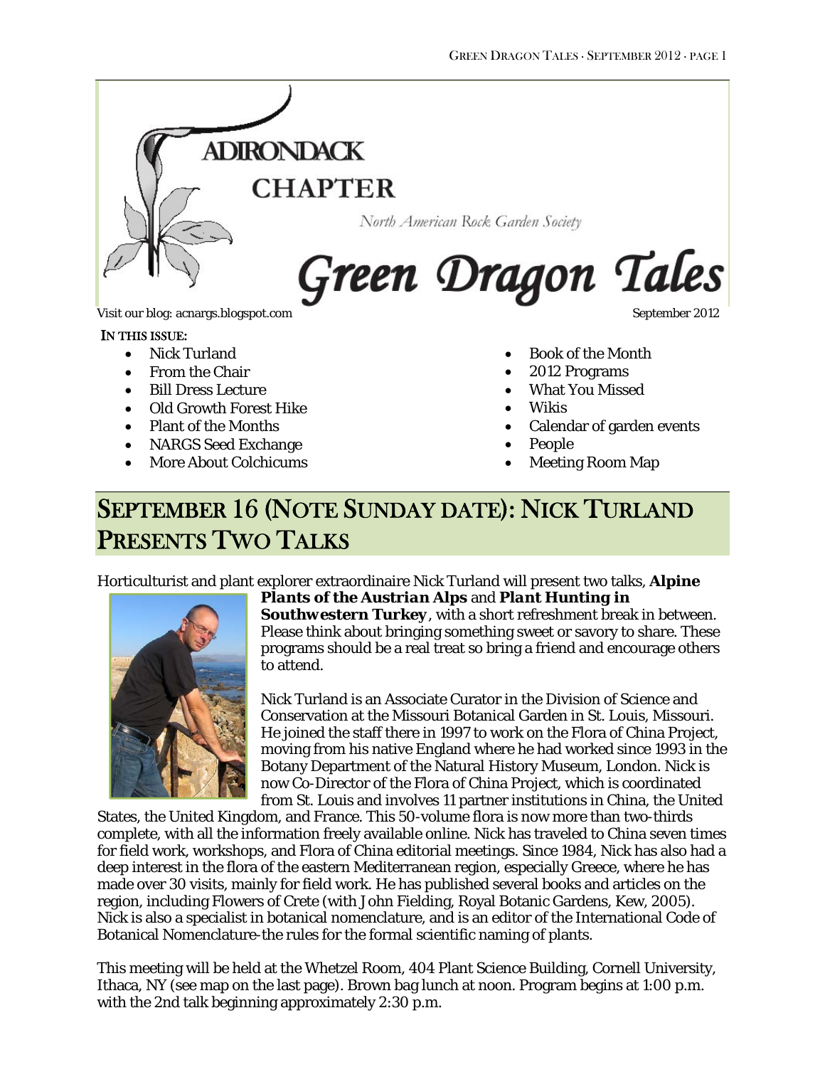# ADIRONDACK CHAPTER

North American Rock Garden Society

# Green Dragon Tales

Visit our blog: acnargs.blogspot.com

September 2012

**IN THIS ISSUE:**

- Nick Turland
- From the Chair
- Bill Dress Lecture
- Old Growth Forest Hike
- Plant of the Months
- NARGS Seed Exchange
- More About Colchicums
- Book of the Month
- 2012 Programs
- What You Missed
- Wikis
- Calendar of garden events
- People
- Meeting Room Map

## SEPTEMBER 16 (NOTE SUNDAY DATE): NICK TURLAND PRESENTS TWO TALKS

Horticulturist and plant explorer extraordinaire Nick Turland will present two talks, ***Alpine Plants of the Austrian Alps*** and ***Plant Hunting in Southwestern Turkey***, with a short refreshment break in between. Please think about bringing something sweet or savory to share. These programs should be a real treat so bring a friend and encourage others to attend.

Nick Turland is an Associate Curator in the Division of Science and Conservation at the Missouri Botanical Garden in St. Louis, Missouri. He joined the staff there in 1997 to work on the Flora of China Project, moving from his native England where he had worked since 1993 in the Botany Department of the Natural History Museum, London. Nick is now Co-Director of the Flora of China Project, which is coordinated from St. Louis and involves 11 partner institutions in China, the United States, the United Kingdom, and France. This 50-volume flora is now more than two-thirds complete, with all the information freely available online. Nick has traveled to China seven times for field work, workshops, and Flora of China editorial meetings. Since 1984, Nick has also had a deep interest in the flora of the eastern Mediterranean region, especially Greece, where he has made over 30 visits, mainly for field work. He has published several books and articles on the region, including Flowers of Crete (with John Fielding, Royal Botanic Gardens, Kew, 2005). Nick is also a specialist in botanical nomenclature, and is an editor of the International Code of Botanical Nomenclature-the rules for the formal scientific naming of plants.

This meeting will be held at the Whetzel Room, 404 Plant Science Building, Cornell University, Ithaca, NY (see map on the last page). Brown bag lunch at noon. Program begins at 1:00 p.m. with the 2nd talk beginning approximately 2:30 p.m.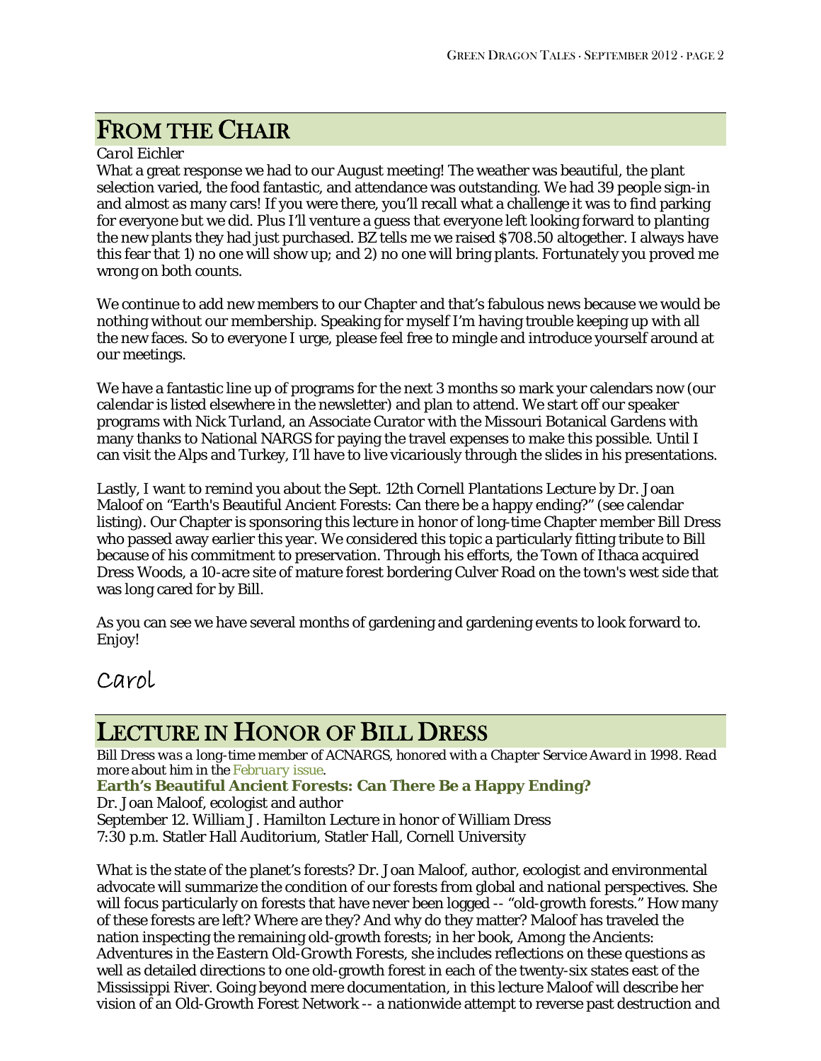## From the Chair

*Carol Eichler*

What a great response we had to our August meeting! The weather was beautiful, the plant selection varied, the food fantastic, and attendance was outstanding. We had 39 people sign-in and almost as many cars! If you were there, you'll recall what a challenge it was to find parking for everyone but we did. Plus I'll venture a guess that everyone left looking forward to planting the new plants they had just purchased. BZ tells me we raised $708.50 altogether. I always have this fear that 1) no one will show up; and 2) no one will bring plants. Fortunately you proved me wrong on both counts.

We continue to add new members to our Chapter and that's fabulous news because we would be nothing without our membership. Speaking for myself I'm having trouble keeping up with all the new faces. So to everyone I urge, please feel free to mingle and introduce yourself around at our meetings.

We have a fantastic line up of programs for the next 3 months so mark your calendars now (our calendar is listed elsewhere in the newsletter) and plan to attend. We start off our speaker programs with Nick Turland, an Associate Curator with the Missouri Botanical Gardens with many thanks to National NARGS for paying the travel expenses to make this possible. Until I can visit the Alps and Turkey, I'll have to live vicariously through the slides in his presentations.

Lastly, I want to remind you about the Sept. 12th Cornell Plantations Lecture by Dr. Joan Maloof on "Earth's Beautiful Ancient Forests: Can there be a happy ending?" (see calendar listing). Our Chapter is sponsoring this lecture in honor of long-time Chapter member Bill Dress who passed away earlier this year. We considered this topic a particularly fitting tribute to Bill because of his commitment to preservation. Through his efforts, the Town of Ithaca acquired Dress Woods, a 10-acre site of mature forest bordering Culver Road on the town's west side that was long cared for by Bill.

As you can see we have several months of gardening and gardening events to look forward to. Enjoy!

Carol

## Lecture in Honor of Bill Dress

*Bill Dress was a long-time member of ACNARGS, honored with a Chapter Service Award in 1998. Read more about him in the February issue.*

**Earth's Beautiful Ancient Forests: Can There Be a Happy Ending?**

Dr. Joan Maloof, ecologist and author
September 12. William J. Hamilton Lecture in honor of William Dress
7:30 p.m. Statler Hall Auditorium, Statler Hall, Cornell University

What is the state of the planet's forests? Dr. Joan Maloof, author, ecologist and environmental advocate will summarize the condition of our forests from global and national perspectives. She will focus particularly on forests that have never been logged -- "old-growth forests." How many of these forests are left? Where are they? And why do they matter? Maloof has traveled the nation inspecting the remaining old-growth forests; in her book, Among the Ancients: Adventures in the Eastern Old-Growth Forests, she includes reflections on these questions as well as detailed directions to one old-growth forest in each of the twenty-six states east of the Mississippi River. Going beyond mere documentation, in this lecture Maloof will describe her vision of an Old-Growth Forest Network -- a nationwide attempt to reverse past destruction and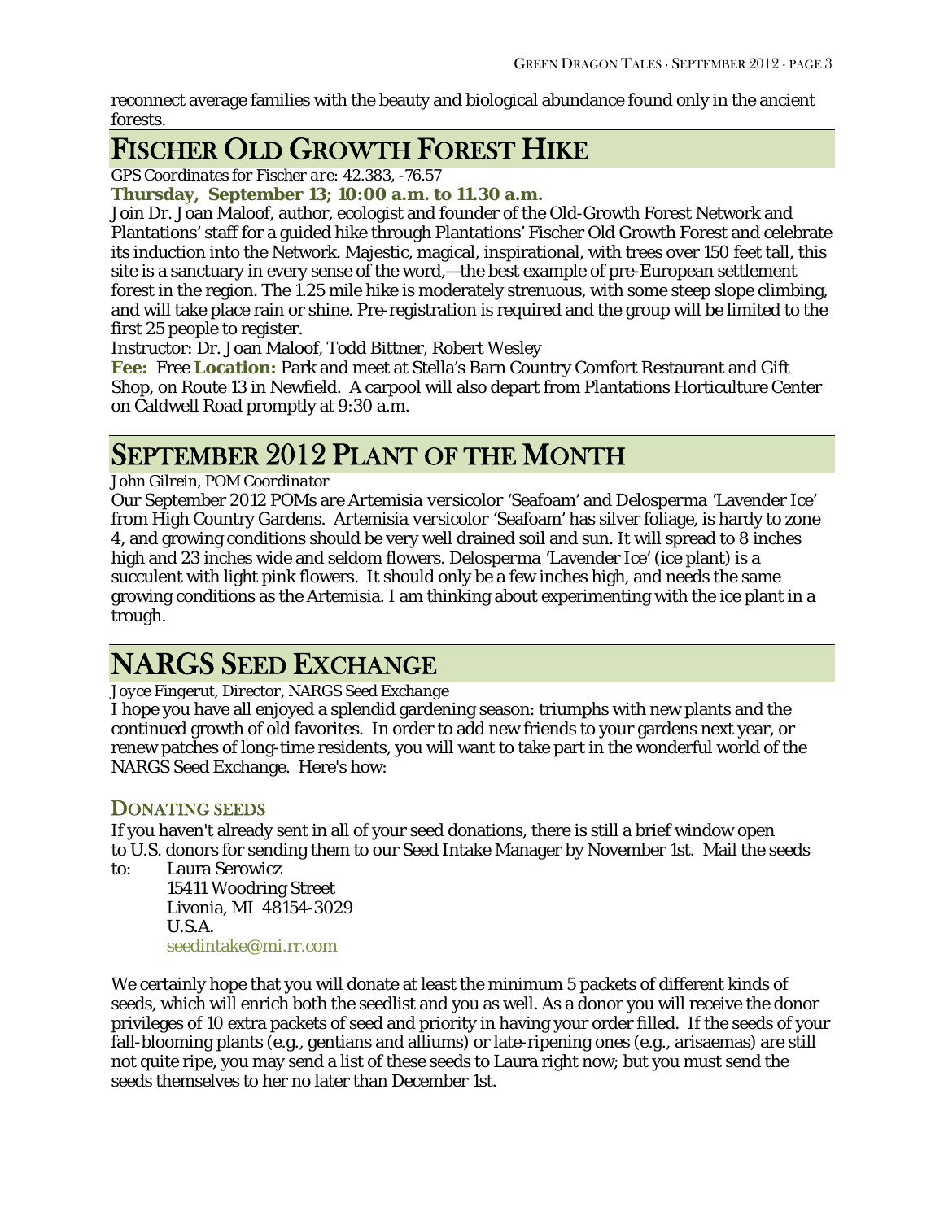reconnect average families with the beauty and biological abundance found only in the ancient forests.

## Fischer Old Growth Forest Hike

*GPS Coordinates for Fischer are: 42.383, -76.57*

**Thursday, September 13; 10:00 a.m. to 11.30 a.m.**

Join Dr. Joan Maloof, author, ecologist and founder of the Old-Growth Forest Network and Plantations' staff for a guided hike through Plantations' Fischer Old Growth Forest and celebrate its induction into the Network. Majestic, magical, inspirational, with trees over 150 feet tall, this site is a sanctuary in every sense of the word,—the best example of pre-European settlement forest in the region. The 1.25 mile hike is moderately strenuous, with some steep slope climbing, and will take place rain or shine. Pre-registration is required and the group will be limited to the first 25 people to register.

Instructor: Dr. Joan Maloof, Todd Bittner, Robert Wesley

**Fee:** Free **Location:** Park and meet at Stella's Barn Country Comfort Restaurant and Gift Shop, on Route 13 in Newfield. A carpool will also depart from Plantations Horticulture Center on Caldwell Road promptly at 9:30 a.m.

## September 2012 Plant of the Month

*John Gilrein, POM Coordinator*

Our September 2012 POMs are Artemisia versicolor 'Seafoam' and Delosperma 'Lavender Ice' from High Country Gardens. Artemisia versicolor 'Seafoam' has silver foliage, is hardy to zone 4, and growing conditions should be very well drained soil and sun. It will spread to 8 inches high and 23 inches wide and seldom flowers. Delosperma 'Lavender Ice' (ice plant) is a succulent with light pink flowers. It should only be a few inches high, and needs the same growing conditions as the Artemisia. I am thinking about experimenting with the ice plant in a trough.

## NARGS Seed Exchange

*Joyce Fingerut, Director, NARGS Seed Exchange*

I hope you have all enjoyed a splendid gardening season: triumphs with new plants and the continued growth of old favorites. In order to add new friends to your gardens next year, or renew patches of long-time residents, you will want to take part in the wonderful world of the NARGS Seed Exchange. Here's how:

### Donating seeds

If you haven't already sent in all of your seed donations, there is still a brief window open to U.S. donors for sending them to our Seed Intake Manager by November 1st. Mail the seeds to:

Laura Serowicz
15411 Woodring Street
Livonia, MI 48154-3029
U.S.A.
seedintake@mi.rr.com

We certainly hope that you will donate at least the minimum 5 packets of different kinds of seeds, which will enrich both the seedlist and you as well. As a donor you will receive the donor privileges of 10 extra packets of seed and priority in having your order filled. If the seeds of your fall-blooming plants (e.g., gentians and alliums) or late-ripening ones (e.g., arisaemas) are still not quite ripe, you may send a list of these seeds to Laura right now; but you must send the seeds themselves to her no later than December 1st.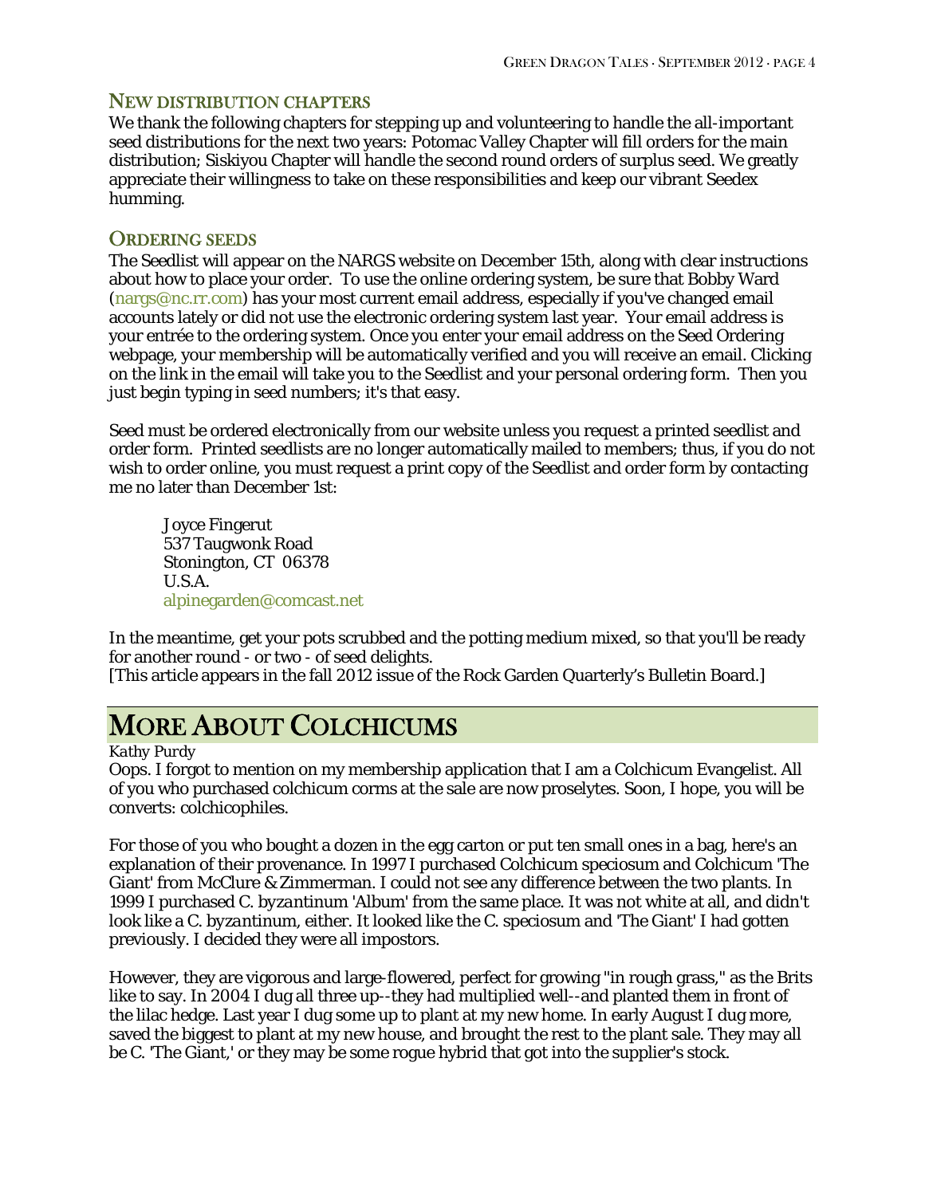## NEW DISTRIBUTION CHAPTERS

We thank the following chapters for stepping up and volunteering to handle the all-important seed distributions for the next two years: Potomac Valley Chapter will fill orders for the main distribution; Siskiyou Chapter will handle the second round orders of surplus seed. We greatly appreciate their willingness to take on these responsibilities and keep our vibrant Seedex humming.

## ORDERING SEEDS

The Seedlist will appear on the NARGS website on December 15th, along with clear instructions about how to place your order. To use the online ordering system, be sure that Bobby Ward (nargs@nc.rr.com) has your most current email address, especially if you've changed email accounts lately or did not use the electronic ordering system last year. Your email address is your entrée to the ordering system. Once you enter your email address on the Seed Ordering webpage, your membership will be automatically verified and you will receive an email. Clicking on the link in the email will take you to the Seedlist and your personal ordering form. Then you just begin typing in seed numbers; it's that easy.

Seed must be ordered electronically from our website unless you request a printed seedlist and order form. Printed seedlists are no longer automatically mailed to members; thus, if you do not wish to order online, you must request a print copy of the Seedlist and order form by contacting me no later than December 1st:

> Joyce Fingerut
> 537 Taugwonk Road
> Stonington, CT 06378
> U.S.A.
> alpinegarden@comcast.net

In the meantime, get your pots scrubbed and the potting medium mixed, so that you'll be ready for another round - or two - of seed delights.
[This article appears in the fall 2012 issue of the Rock Garden Quarterly's Bulletin Board.]

# MORE ABOUT COLCHICUMS

*Kathy Purdy*

Oops. I forgot to mention on my membership application that I am a Colchicum Evangelist. All of you who purchased colchicum corms at the sale are now proselytes. Soon, I hope, you will be converts: colchicophiles.

For those of you who bought a dozen in the egg carton or put ten small ones in a bag, here's an explanation of their provenance. In 1997 I purchased Colchicum speciosum and Colchicum 'The Giant' from McClure & Zimmerman. I could not see any difference between the two plants. In 1999 I purchased *C. byzantinum* 'Album' from the same place. It was not white at all, and didn't look like a *C. byzantinum*, either. It looked like the C. speciosum and 'The Giant' I had gotten previously. I decided they were all impostors.

However, they are vigorous and large-flowered, perfect for growing "in rough grass," as the Brits like to say. In 2004 I dug all three up--they had multiplied well--and planted them in front of the lilac hedge. Last year I dug some up to plant at my new home. In early August I dug more, saved the biggest to plant at my new house, and brought the rest to the plant sale. They may all be C. 'The Giant,' or they may be some rogue hybrid that got into the supplier's stock.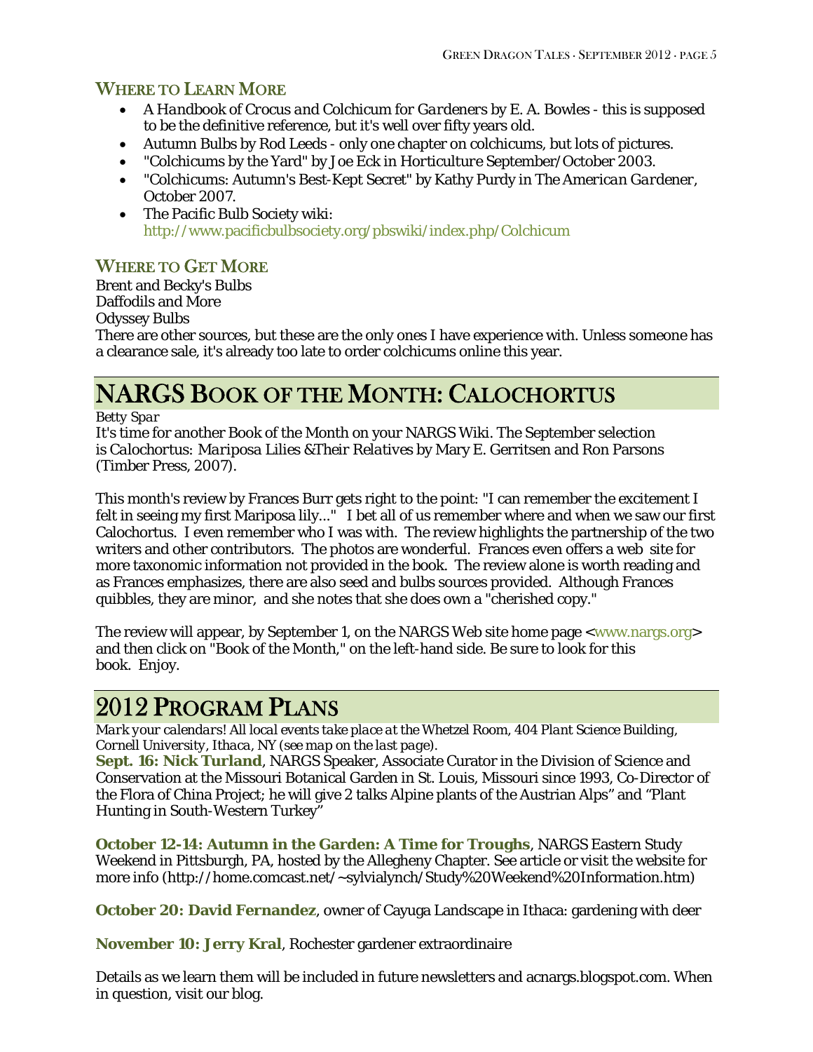### Where to Learn More

- *A Handbook of Crocus and Colchicum for Gardeners* by E. A. Bowles - this is supposed to be the definitive reference, but it's well over fifty years old.
- Autumn Bulbs by Rod Leeds - only one chapter on colchicums, but lots of pictures.
- "Colchicums by the Yard" by Joe Eck in *Horticulture* September/October 2003.
- "Colchicums: Autumn's Best-Kept Secret" by Kathy Purdy in *The American Gardener*, October 2007.
- The Pacific Bulb Society wiki: http://www.pacificbulbsociety.org/pbswiki/index.php/Colchicum

### Where to Get More

Brent and Becky's Bulbs
Daffodils and More
Odyssey Bulbs
There are other sources, but these are the only ones I have experience with. Unless someone has a clearance sale, it's already too late to order colchicums online this year.

## NARGS Book of the Month: Calochortus

*Betty Spar*

It's time for another Book of the Month on your NARGS Wiki. The September selection is *Calochortus: Mariposa Lilies &Their Relatives* by Mary E. Gerritsen and Ron Parsons (Timber Press, 2007).

This month's review by Frances Burr gets right to the point: "I can remember the excitement I felt in seeing my first Mariposa lily..." I bet all of us remember where and when we saw our first Calochortus. I even remember who I was with. The review highlights the partnership of the two writers and other contributors. The photos are wonderful. Frances even offers a web site for more taxonomic information not provided in the book. The review alone is worth reading and as Frances emphasizes, there are also seed and bulbs sources provided. Although Frances quibbles, they are minor, and she notes that she does own a "cherished copy."

The review will appear, by September 1, on the NARGS Web site home page <www.nargs.org> and then click on "Book of the Month," on the left-hand side. Be sure to look for this book. Enjoy.

## 2012 Program Plans

*Mark your calendars! All local events take place at the Whetzel Room, 404 Plant Science Building, Cornell University, Ithaca, NY (see map on the last page).*

**Sept. 16: Nick Turland**, NARGS Speaker, Associate Curator in the Division of Science and Conservation at the Missouri Botanical Garden in St. Louis, Missouri since 1993, Co-Director of the Flora of China Project; he will give 2 talks Alpine plants of the Austrian Alps" and "Plant Hunting in South-Western Turkey"

**October 12-14: Autumn in the Garden: A Time for Troughs**, NARGS Eastern Study Weekend in Pittsburgh, PA, hosted by the Allegheny Chapter. See article or visit the website for more info (http://home.comcast.net/~sylvialynch/Study%20Weekend%20Information.htm)

**October 20: David Fernandez**, owner of Cayuga Landscape in Ithaca: gardening with deer

**November 10: Jerry Kral**, Rochester gardener extraordinaire

Details as we learn them will be included in future newsletters and acnargs.blogspot.com. When in question, visit our blog.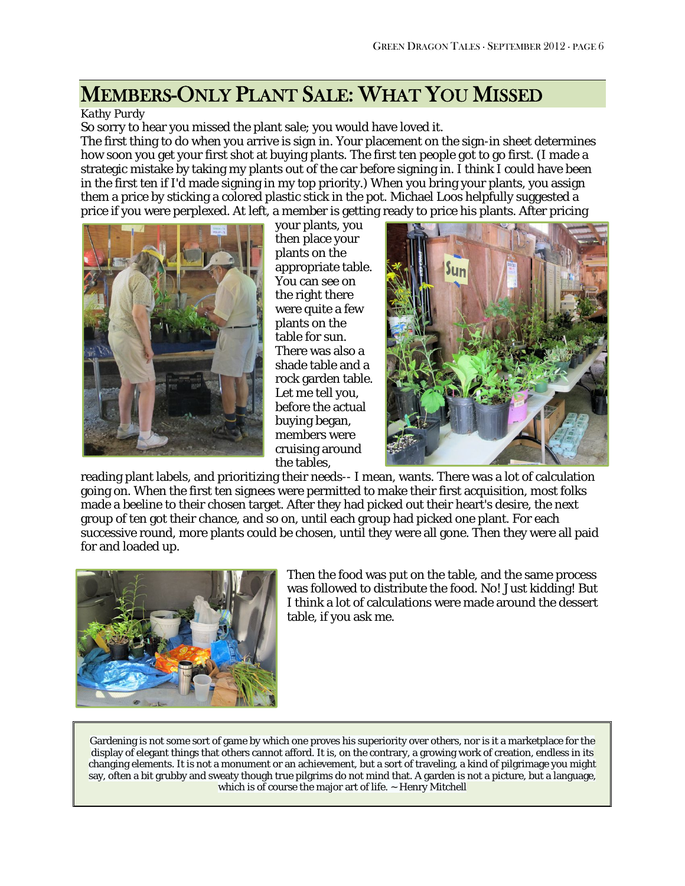# Members-Only Plant Sale: What You Missed

*Kathy Purdy*

So sorry to hear you missed the plant sale; you would have loved it.

The first thing to do when you arrive is sign in. Your placement on the sign-in sheet determines how soon you get your first shot at buying plants. The first ten people got to go first. (I made a strategic mistake by taking my plants out of the car before signing in. I think I could have been in the first ten if I'd made signing in my top priority.) When you bring your plants, you assign them a price by sticking a colored plastic stick in the pot. Michael Loos helpfully suggested a price if you were perplexed. At left, a member is getting ready to price his plants. After pricing your plants, you then place your plants on the appropriate table. You can see on the right there were quite a few plants on the table for sun. There was also a shade table and a rock garden table. Let me tell you, before the actual buying began, members were cruising around the tables, reading plant labels, and prioritizing their needs-- I mean, wants. There was a lot of calculation going on. When the first ten signees were permitted to make their first acquisition, most folks made a beeline to their chosen target. After they had picked out their heart's desire, the next group of ten got their chance, and so on, until each group had picked one plant. For each successive round, more plants could be chosen, until they were all gone. Then they were all paid for and loaded up.

Then the food was put on the table, and the same process was followed to distribute the food. No! Just kidding! But I think a lot of calculations were made around the dessert table, if you ask me.

> Gardening is not some sort of game by which one proves his superiority over others, nor is it a marketplace for the display of elegant things that others cannot afford. It is, on the contrary, a growing work of creation, endless in its changing elements. It is not a monument or an achievement, but a sort of traveling, a kind of pilgrimage you might say, often a bit grubby and sweaty though true pilgrims do not mind that. A garden is not a picture, but a language, which is of course the major art of life. ~ Henry Mitchell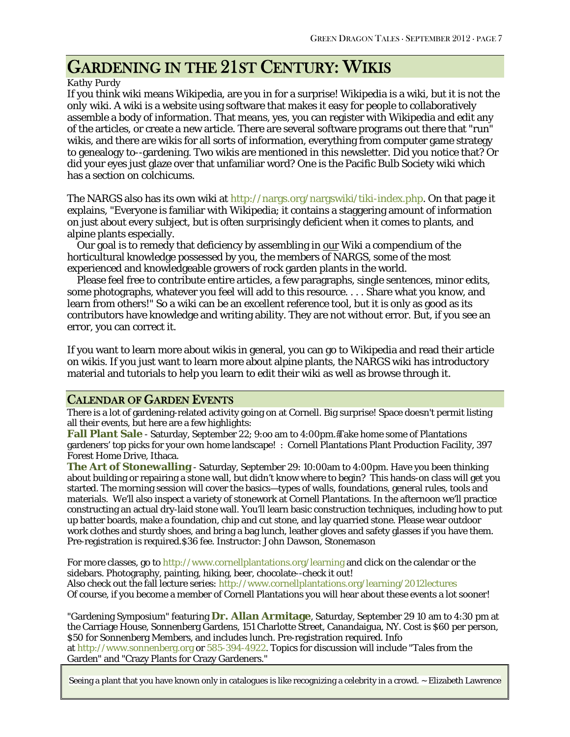# Gardening in the 21st Century: Wikis

*Kathy Purdy*

If you think wiki means Wikipedia, are you in for a surprise! Wikipedia is a wiki, but it is not the only wiki. A wiki is a website using software that makes it easy for people to collaboratively assemble a body of information. That means, yes, you can register with Wikipedia and edit any of the articles, or create a new article. There are several software programs out there that "run" wikis, and there are wikis for all sorts of information, everything from computer game strategy to genealogy to--gardening. Two wikis are mentioned in this newsletter. Did you notice that? Or did your eyes just glaze over that unfamiliar word? One is the Pacific Bulb Society wiki which has a section on colchicums.

The NARGS also has its own wiki at http://nargs.org/nargswiki/tiki-index.php. On that page it explains, "Everyone is familiar with Wikipedia; it contains a staggering amount of information on just about every subject, but is often surprisingly deficient when it comes to plants, and alpine plants especially.

Our goal is to remedy that deficiency by assembling in our Wiki a compendium of the horticultural knowledge possessed by you, the members of NARGS, some of the most experienced and knowledgeable growers of rock garden plants in the world.

Please feel free to contribute entire articles, a few paragraphs, single sentences, minor edits, some photographs, whatever you feel will add to this resource. . . . Share what you know, and learn from others!" So a wiki can be an excellent reference tool, but it is only as good as its contributors have knowledge and writing ability. They are not without error. But, if you see an error, you can correct it.

If you want to learn more about wikis in general, you can go to Wikipedia and read their article on wikis. If you just want to learn more about alpine plants, the NARGS wiki has introductory material and tutorials to help you learn to edit their wiki as well as browse through it.

## Calendar of Garden Events

There is a lot of gardening-related activity going on at Cornell. Big surprise! Space doesn't permit listing all their events, but here are a few highlights:

**Fall Plant Sale** - Saturday, September 22; 9:oo am to 4:00pm. Take home some of Plantations gardeners' top picks for your own home landscape! : Cornell Plantations Plant Production Facility, 397 Forest Home Drive, Ithaca.

**The Art of Stonewalling** - Saturday, September 29: 10:00am to 4:00pm. Have you been thinking about building or repairing a stone wall, but didn't know where to begin? This hands-on class will get you started. The morning session will cover the basics—types of walls, foundations, general rules, tools and materials. We'll also inspect a variety of stonework at Cornell Plantations. In the afternoon we'll practice constructing an actual dry-laid stone wall. You'll learn basic construction techniques, including how to put up batter boards, make a foundation, chip and cut stone, and lay quarried stone. Please wear outdoor work clothes and sturdy shoes, and bring a bag lunch, leather gloves and safety glasses if you have them. Pre-registration is required.$36 fee. Instructor: John Dawson, Stonemason

For more classes, go to http://www.cornellplantations.org/learning and click on the calendar or the sidebars. Photography, painting, hiking, beer, chocolate--check it out!
Also check out the fall lecture series: http://www.cornellplantations.org/learning/2012lectures
Of course, if you become a member of Cornell Plantations you will hear about these events a lot sooner!

"Gardening Symposium" featuring **Dr. Allan Armitage**, Saturday, September 29 10 am to 4:30 pm at the Carriage House, Sonnenberg Gardens, 151 Charlotte Street, Canandaigua, NY. Cost is $60 per person, $50 for Sonnenberg Members, and includes lunch. Pre-registration required. Info at http://www.sonnenberg.org or 585-394-4922. Topics for discussion will include "Tales from the Garden" and "Crazy Plants for Crazy Gardeners."

Seeing a plant that you have known only in catalogues is like recognizing a celebrity in a crowd. ~ Elizabeth Lawrence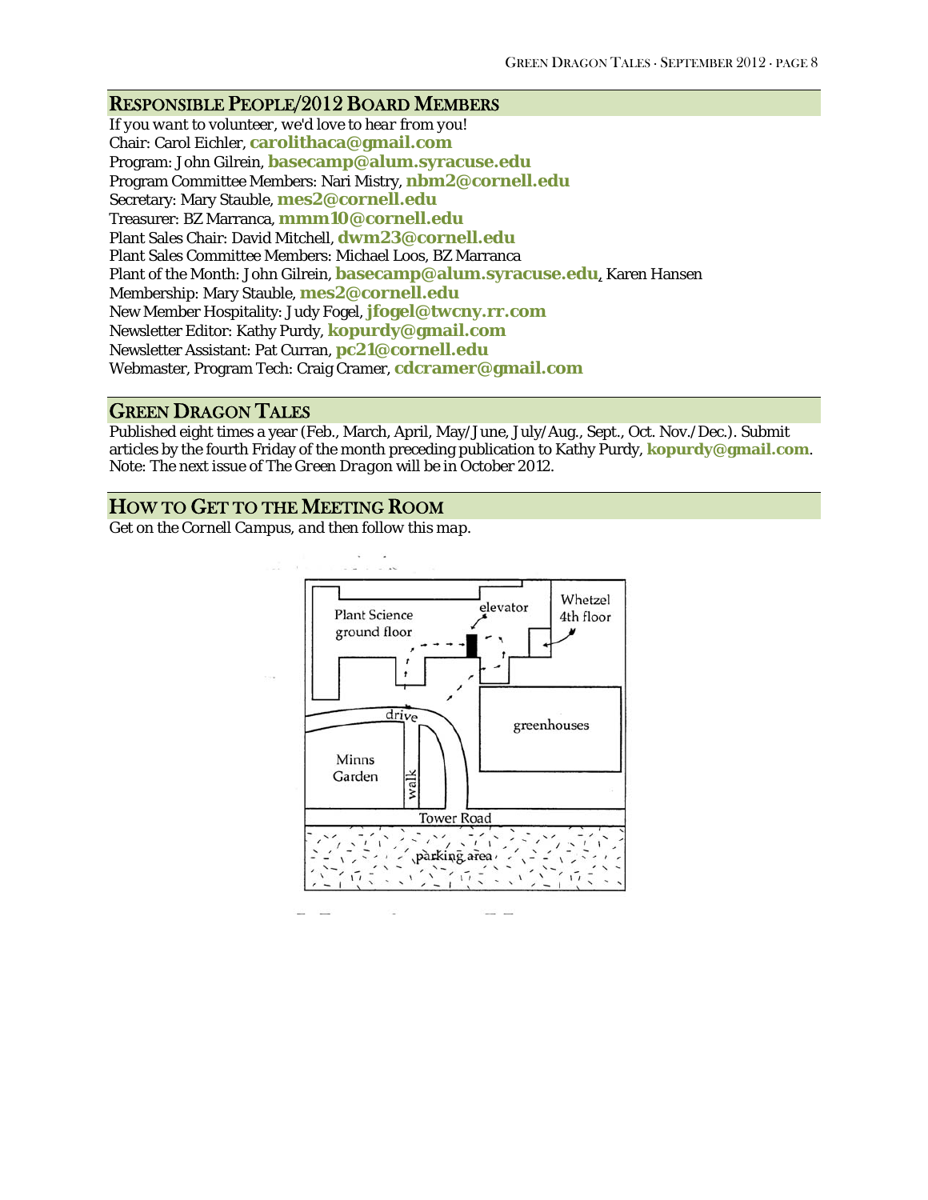## Responsible People/2012 Board Members

*If you want to volunteer, we'd love to hear from you!*

Chair: Carol Eichler, **carolithaca@gmail.com**
Program: John Gilrein, **basecamp@alum.syracuse.edu**
Program Committee Members: Nari Mistry, **nbm2@cornell.edu**
Secretary: Mary Stauble, **mes2@cornell.edu**
Treasurer: BZ Marranca, **mmm10@cornell.edu**
Plant Sales Chair: David Mitchell, **dwm23@cornell.edu**
Plant Sales Committee Members: Michael Loos, BZ Marranca
Plant of the Month: John Gilrein, **basecamp@alum.syracuse.edu**, Karen Hansen
Membership: Mary Stauble, **mes2@cornell.edu**
New Member Hospitality: Judy Fogel, **jfogel@twcny.rr.com**
Newsletter Editor: Kathy Purdy, **kopurdy@gmail.com**
Newsletter Assistant: Pat Curran, **pc21@cornell.edu**
Webmaster, Program Tech: Craig Cramer, **cdcramer@gmail.com**

## Green Dragon Tales

Published eight times a year (Feb., March, April, May/June, July/Aug., Sept., Oct. Nov./Dec.). Submit articles by the fourth Friday of the month preceding publication to Kathy Purdy, **kopurdy@gmail.com**. Note: The next issue of *The Green Dragon* will be in October 2012.

## How to Get to the Meeting Room

*Get on the Cornell Campus, and then follow this map.*

Plant Science ground floor
elevator
Whetzel 4th floor
drive
greenhouses
Minns Garden
walk
Tower Road
parking area